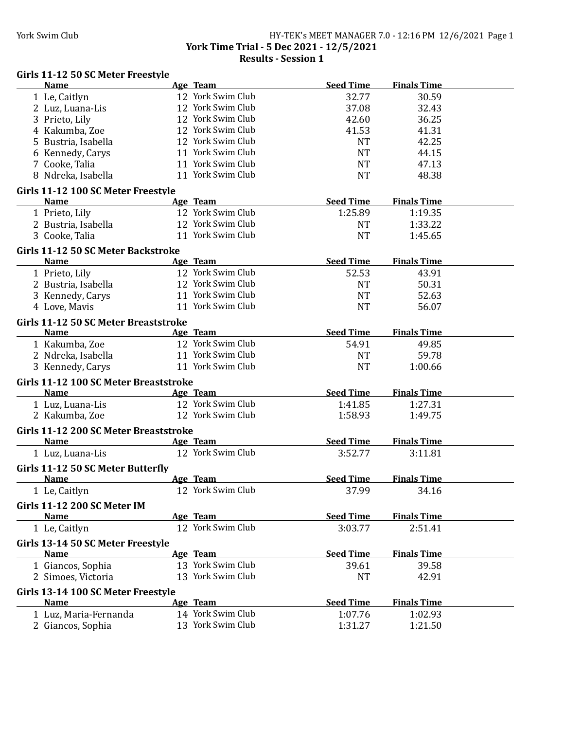York Swim Club

# York Time Trial - 5 Dec 2021 - 12/5/2021

## Results - Session 1

### Girls 11-12 50 SC Meter Freestyle

| | Name | Age | Team | Seed Time | Finals Time |
|---|---|---|---|---|---|
| 1 | Le, Caitlyn | 12 | York Swim Club | 32.77 | 30.59 |
| 2 | Luz, Luana-Lis | 12 | York Swim Club | 37.08 | 32.43 |
| 3 | Prieto, Lily | 12 | York Swim Club | 42.60 | 36.25 |
| 4 | Kakumba, Zoe | 12 | York Swim Club | 41.53 | 41.31 |
| 5 | Bustria, Isabella | 12 | York Swim Club | NT | 42.25 |
| 6 | Kennedy, Carys | 11 | York Swim Club | NT | 44.15 |
| 7 | Cooke, Talia | 11 | York Swim Club | NT | 47.13 |
| 8 | Ndreka, Isabella | 11 | York Swim Club | NT | 48.38 |

### Girls 11-12 100 SC Meter Freestyle

| | Name | Age | Team | Seed Time | Finals Time |
|---|---|---|---|---|---|
| 1 | Prieto, Lily | 12 | York Swim Club | 1:25.89 | 1:19.35 |
| 2 | Bustria, Isabella | 12 | York Swim Club | NT | 1:33.22 |
| 3 | Cooke, Talia | 11 | York Swim Club | NT | 1:45.65 |

### Girls 11-12 50 SC Meter Backstroke

| | Name | Age | Team | Seed Time | Finals Time |
|---|---|---|---|---|---|
| 1 | Prieto, Lily | 12 | York Swim Club | 52.53 | 43.91 |
| 2 | Bustria, Isabella | 12 | York Swim Club | NT | 50.31 |
| 3 | Kennedy, Carys | 11 | York Swim Club | NT | 52.63 |
| 4 | Love, Mavis | 11 | York Swim Club | NT | 56.07 |

### Girls 11-12 50 SC Meter Breaststroke

| | Name | Age | Team | Seed Time | Finals Time |
|---|---|---|---|---|---|
| 1 | Kakumba, Zoe | 12 | York Swim Club | 54.91 | 49.85 |
| 2 | Ndreka, Isabella | 11 | York Swim Club | NT | 59.78 |
| 3 | Kennedy, Carys | 11 | York Swim Club | NT | 1:00.66 |

### Girls 11-12 100 SC Meter Breaststroke

| | Name | Age | Team | Seed Time | Finals Time |
|---|---|---|---|---|---|
| 1 | Luz, Luana-Lis | 12 | York Swim Club | 1:41.85 | 1:27.31 |
| 2 | Kakumba, Zoe | 12 | York Swim Club | 1:58.93 | 1:49.75 |

### Girls 11-12 200 SC Meter Breaststroke

| | Name | Age | Team | Seed Time | Finals Time |
|---|---|---|---|---|---|
| 1 | Luz, Luana-Lis | 12 | York Swim Club | 3:52.77 | 3:11.81 |

### Girls 11-12 50 SC Meter Butterfly

| | Name | Age | Team | Seed Time | Finals Time |
|---|---|---|---|---|---|
| 1 | Le, Caitlyn | 12 | York Swim Club | 37.99 | 34.16 |

### Girls 11-12 200 SC Meter IM

| | Name | Age | Team | Seed Time | Finals Time |
|---|---|---|---|---|---|
| 1 | Le, Caitlyn | 12 | York Swim Club | 3:03.77 | 2:51.41 |

### Girls 13-14 50 SC Meter Freestyle

| | Name | Age | Team | Seed Time | Finals Time |
|---|---|---|---|---|---|
| 1 | Giancos, Sophia | 13 | York Swim Club | 39.61 | 39.58 |
| 2 | Simoes, Victoria | 13 | York Swim Club | NT | 42.91 |

### Girls 13-14 100 SC Meter Freestyle

| | Name | Age | Team | Seed Time | Finals Time |
|---|---|---|---|---|---|
| 1 | Luz, Maria-Fernanda | 14 | York Swim Club | 1:07.76 | 1:02.93 |
| 2 | Giancos, Sophia | 13 | York Swim Club | 1:31.27 | 1:21.50 |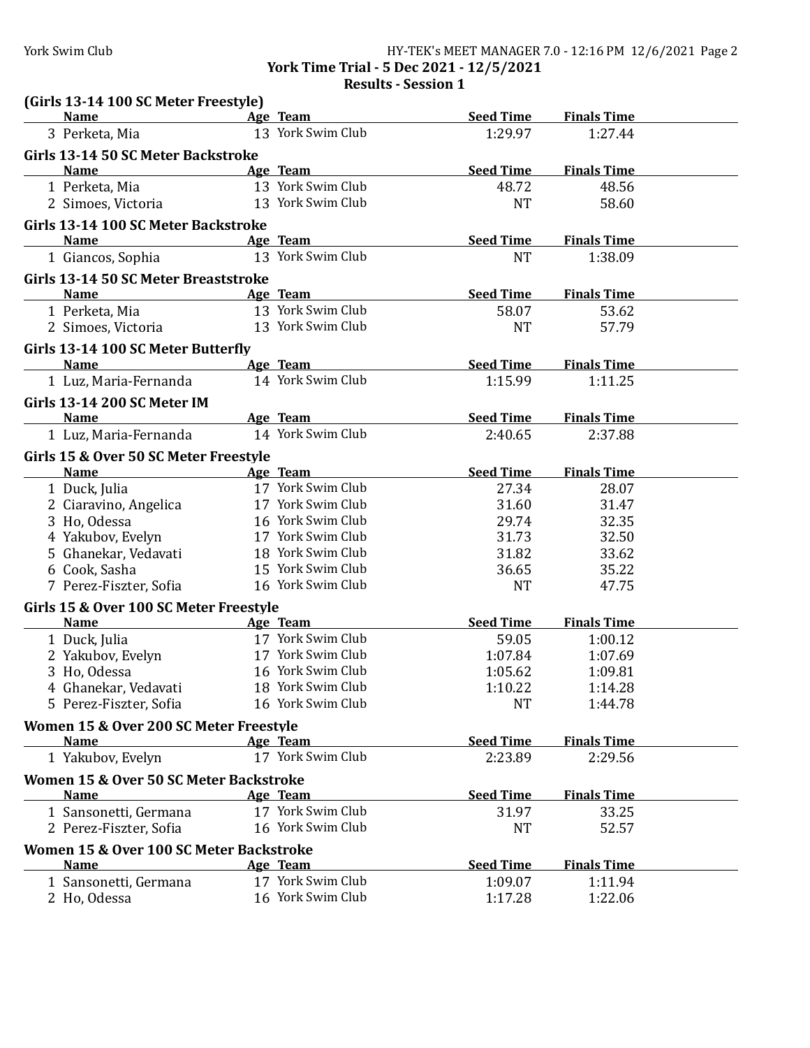**York Time Trial - 5 Dec 2021 - 12/5/2021**

**Results - Session 1**

### (Girls 13-14 100 SC Meter Freestyle)

| Name | Age | Team | Seed Time | Finals Time |
|---|---|---|---|---|
| 3 Perketa, Mia | 13 | York Swim Club | 1:29.97 | 1:27.44 |

### Girls 13-14 50 SC Meter Backstroke

| Name | Age | Team | Seed Time | Finals Time |
|---|---|---|---|---|
| 1 Perketa, Mia | 13 | York Swim Club | 48.72 | 48.56 |
| 2 Simoes, Victoria | 13 | York Swim Club | NT | 58.60 |

### Girls 13-14 100 SC Meter Backstroke

| Name | Age | Team | Seed Time | Finals Time |
|---|---|---|---|---|
| 1 Giancos, Sophia | 13 | York Swim Club | NT | 1:38.09 |

### Girls 13-14 50 SC Meter Breaststroke

| Name | Age | Team | Seed Time | Finals Time |
|---|---|---|---|---|
| 1 Perketa, Mia | 13 | York Swim Club | 58.07 | 53.62 |
| 2 Simoes, Victoria | 13 | York Swim Club | NT | 57.79 |

### Girls 13-14 100 SC Meter Butterfly

| Name | Age | Team | Seed Time | Finals Time |
|---|---|---|---|---|
| 1 Luz, Maria-Fernanda | 14 | York Swim Club | 1:15.99 | 1:11.25 |

### Girls 13-14 200 SC Meter IM

| Name | Age | Team | Seed Time | Finals Time |
|---|---|---|---|---|
| 1 Luz, Maria-Fernanda | 14 | York Swim Club | 2:40.65 | 2:37.88 |

### Girls 15 & Over 50 SC Meter Freestyle

| Name | Age | Team | Seed Time | Finals Time |
|---|---|---|---|---|
| 1 Duck, Julia | 17 | York Swim Club | 27.34 | 28.07 |
| 2 Ciaravino, Angelica | 17 | York Swim Club | 31.60 | 31.47 |
| 3 Ho, Odessa | 16 | York Swim Club | 29.74 | 32.35 |
| 4 Yakubov, Evelyn | 17 | York Swim Club | 31.73 | 32.50 |
| 5 Ghanekar, Vedavati | 18 | York Swim Club | 31.82 | 33.62 |
| 6 Cook, Sasha | 15 | York Swim Club | 36.65 | 35.22 |
| 7 Perez-Fiszter, Sofia | 16 | York Swim Club | NT | 47.75 |

### Girls 15 & Over 100 SC Meter Freestyle

| Name | Age | Team | Seed Time | Finals Time |
|---|---|---|---|---|
| 1 Duck, Julia | 17 | York Swim Club | 59.05 | 1:00.12 |
| 2 Yakubov, Evelyn | 17 | York Swim Club | 1:07.84 | 1:07.69 |
| 3 Ho, Odessa | 16 | York Swim Club | 1:05.62 | 1:09.81 |
| 4 Ghanekar, Vedavati | 18 | York Swim Club | 1:10.22 | 1:14.28 |
| 5 Perez-Fiszter, Sofia | 16 | York Swim Club | NT | 1:44.78 |

### Women 15 & Over 200 SC Meter Freestyle

| Name | Age | Team | Seed Time | Finals Time |
|---|---|---|---|---|
| 1 Yakubov, Evelyn | 17 | York Swim Club | 2:23.89 | 2:29.56 |

### Women 15 & Over 50 SC Meter Backstroke

| Name | Age | Team | Seed Time | Finals Time |
|---|---|---|---|---|
| 1 Sansonetti, Germana | 17 | York Swim Club | 31.97 | 33.25 |
| 2 Perez-Fiszter, Sofia | 16 | York Swim Club | NT | 52.57 |

### Women 15 & Over 100 SC Meter Backstroke

| Name | Age | Team | Seed Time | Finals Time |
|---|---|---|---|---|
| 1 Sansonetti, Germana | 17 | York Swim Club | 1:09.07 | 1:11.94 |
| 2 Ho, Odessa | 16 | York Swim Club | 1:17.28 | 1:22.06 |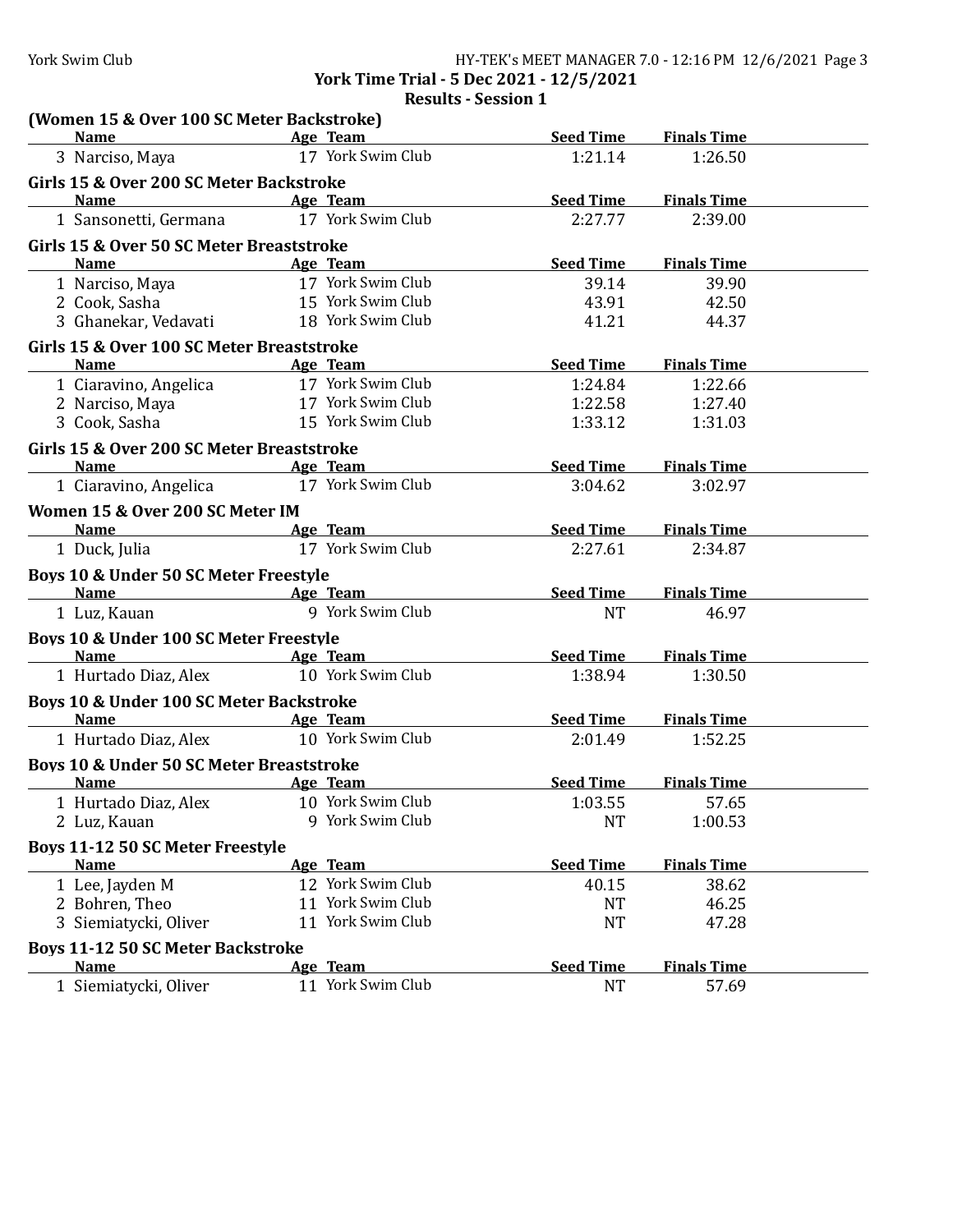**York Time Trial - 5 Dec 2021 - 12/5/2021**

**Results - Session 1**

**(Women 15 & Over 100 SC Meter Backstroke)**

| Name | Age | Team | Seed Time | Finals Time |
|---|---|---|---|---|
| 3 Narciso, Maya | 17 | York Swim Club | 1:21.14 | 1:26.50 |

**Girls 15 & Over 200 SC Meter Backstroke**

| Name | Age | Team | Seed Time | Finals Time |
|---|---|---|---|---|
| 1 Sansonetti, Germana | 17 | York Swim Club | 2:27.77 | 2:39.00 |

**Girls 15 & Over 50 SC Meter Breaststroke**

| Name | Age | Team | Seed Time | Finals Time |
|---|---|---|---|---|
| 1 Narciso, Maya | 17 | York Swim Club | 39.14 | 39.90 |
| 2 Cook, Sasha | 15 | York Swim Club | 43.91 | 42.50 |
| 3 Ghanekar, Vedavati | 18 | York Swim Club | 41.21 | 44.37 |

**Girls 15 & Over 100 SC Meter Breaststroke**

| Name | Age | Team | Seed Time | Finals Time |
|---|---|---|---|---|
| 1 Ciaravino, Angelica | 17 | York Swim Club | 1:24.84 | 1:22.66 |
| 2 Narciso, Maya | 17 | York Swim Club | 1:22.58 | 1:27.40 |
| 3 Cook, Sasha | 15 | York Swim Club | 1:33.12 | 1:31.03 |

**Girls 15 & Over 200 SC Meter Breaststroke**

| Name | Age | Team | Seed Time | Finals Time |
|---|---|---|---|---|
| 1 Ciaravino, Angelica | 17 | York Swim Club | 3:04.62 | 3:02.97 |

**Women 15 & Over 200 SC Meter IM**

| Name | Age | Team | Seed Time | Finals Time |
|---|---|---|---|---|
| 1 Duck, Julia | 17 | York Swim Club | 2:27.61 | 2:34.87 |

**Boys 10 & Under 50 SC Meter Freestyle**

| Name | Age | Team | Seed Time | Finals Time |
|---|---|---|---|---|
| 1 Luz, Kauan | 9 | York Swim Club | NT | 46.97 |

**Boys 10 & Under 100 SC Meter Freestyle**

| Name | Age | Team | Seed Time | Finals Time |
|---|---|---|---|---|
| 1 Hurtado Diaz, Alex | 10 | York Swim Club | 1:38.94 | 1:30.50 |

**Boys 10 & Under 100 SC Meter Backstroke**

| Name | Age | Team | Seed Time | Finals Time |
|---|---|---|---|---|
| 1 Hurtado Diaz, Alex | 10 | York Swim Club | 2:01.49 | 1:52.25 |

**Boys 10 & Under 50 SC Meter Breaststroke**

| Name | Age | Team | Seed Time | Finals Time |
|---|---|---|---|---|
| 1 Hurtado Diaz, Alex | 10 | York Swim Club | 1:03.55 | 57.65 |
| 2 Luz, Kauan | 9 | York Swim Club | NT | 1:00.53 |

**Boys 11-12 50 SC Meter Freestyle**

| Name | Age | Team | Seed Time | Finals Time |
|---|---|---|---|---|
| 1 Lee, Jayden M | 12 | York Swim Club | 40.15 | 38.62 |
| 2 Bohren, Theo | 11 | York Swim Club | NT | 46.25 |
| 3 Siemiatycki, Oliver | 11 | York Swim Club | NT | 47.28 |

**Boys 11-12 50 SC Meter Backstroke**

| Name | Age | Team | Seed Time | Finals Time |
|---|---|---|---|---|
| 1 Siemiatycki, Oliver | 11 | York Swim Club | NT | 57.69 |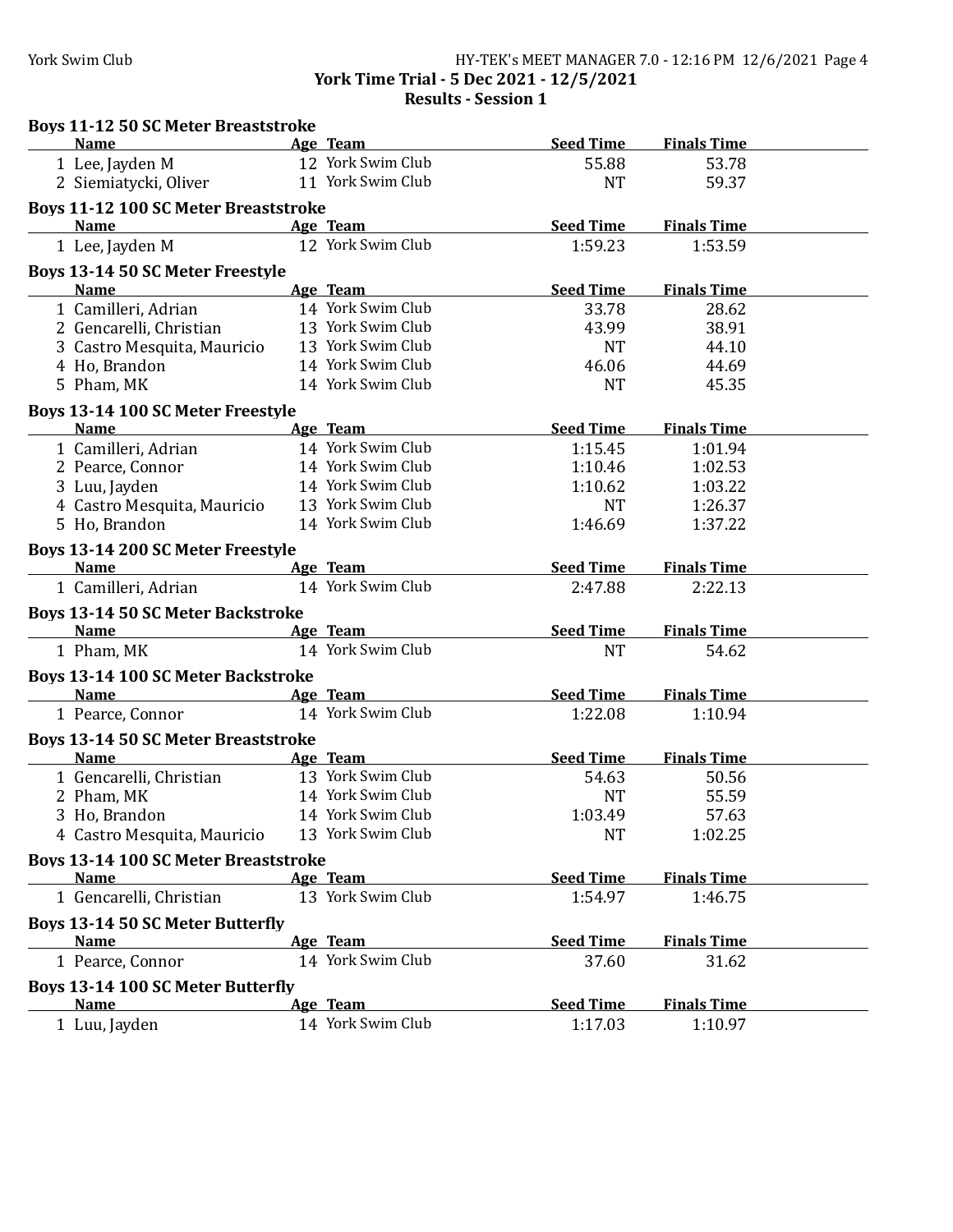York Time Trial - 5 Dec 2021 - 12/5/2021

Results - Session 1

### Boys 11-12 50 SC Meter Breaststroke

| | Name | Age | Team | Seed Time | Finals Time |
|---|---|---|---|---|---|
| 1 | Lee, Jayden M | 12 | York Swim Club | 55.88 | 53.78 |
| 2 | Siemiatycki, Oliver | 11 | York Swim Club | NT | 59.37 |

### Boys 11-12 100 SC Meter Breaststroke

| | Name | Age | Team | Seed Time | Finals Time |
|---|---|---|---|---|---|
| 1 | Lee, Jayden M | 12 | York Swim Club | 1:59.23 | 1:53.59 |

### Boys 13-14 50 SC Meter Freestyle

| | Name | Age | Team | Seed Time | Finals Time |
|---|---|---|---|---|---|
| 1 | Camilleri, Adrian | 14 | York Swim Club | 33.78 | 28.62 |
| 2 | Gencarelli, Christian | 13 | York Swim Club | 43.99 | 38.91 |
| 3 | Castro Mesquita, Mauricio | 13 | York Swim Club | NT | 44.10 |
| 4 | Ho, Brandon | 14 | York Swim Club | 46.06 | 44.69 |
| 5 | Pham, MK | 14 | York Swim Club | NT | 45.35 |

### Boys 13-14 100 SC Meter Freestyle

| | Name | Age | Team | Seed Time | Finals Time |
|---|---|---|---|---|---|
| 1 | Camilleri, Adrian | 14 | York Swim Club | 1:15.45 | 1:01.94 |
| 2 | Pearce, Connor | 14 | York Swim Club | 1:10.46 | 1:02.53 |
| 3 | Luu, Jayden | 14 | York Swim Club | 1:10.62 | 1:03.22 |
| 4 | Castro Mesquita, Mauricio | 13 | York Swim Club | NT | 1:26.37 |
| 5 | Ho, Brandon | 14 | York Swim Club | 1:46.69 | 1:37.22 |

### Boys 13-14 200 SC Meter Freestyle

| | Name | Age | Team | Seed Time | Finals Time |
|---|---|---|---|---|---|
| 1 | Camilleri, Adrian | 14 | York Swim Club | 2:47.88 | 2:22.13 |

### Boys 13-14 50 SC Meter Backstroke

| | Name | Age | Team | Seed Time | Finals Time |
|---|---|---|---|---|---|
| 1 | Pham, MK | 14 | York Swim Club | NT | 54.62 |

### Boys 13-14 100 SC Meter Backstroke

| | Name | Age | Team | Seed Time | Finals Time |
|---|---|---|---|---|---|
| 1 | Pearce, Connor | 14 | York Swim Club | 1:22.08 | 1:10.94 |

### Boys 13-14 50 SC Meter Breaststroke

| | Name | Age | Team | Seed Time | Finals Time |
|---|---|---|---|---|---|
| 1 | Gencarelli, Christian | 13 | York Swim Club | 54.63 | 50.56 |
| 2 | Pham, MK | 14 | York Swim Club | NT | 55.59 |
| 3 | Ho, Brandon | 14 | York Swim Club | 1:03.49 | 57.63 |
| 4 | Castro Mesquita, Mauricio | 13 | York Swim Club | NT | 1:02.25 |

### Boys 13-14 100 SC Meter Breaststroke

| | Name | Age | Team | Seed Time | Finals Time |
|---|---|---|---|---|---|
| 1 | Gencarelli, Christian | 13 | York Swim Club | 1:54.97 | 1:46.75 |

### Boys 13-14 50 SC Meter Butterfly

| | Name | Age | Team | Seed Time | Finals Time |
|---|---|---|---|---|---|
| 1 | Pearce, Connor | 14 | York Swim Club | 37.60 | 31.62 |

### Boys 13-14 100 SC Meter Butterfly

| | Name | Age | Team | Seed Time | Finals Time |
|---|---|---|---|---|---|
| 1 | Luu, Jayden | 14 | York Swim Club | 1:17.03 | 1:10.97 |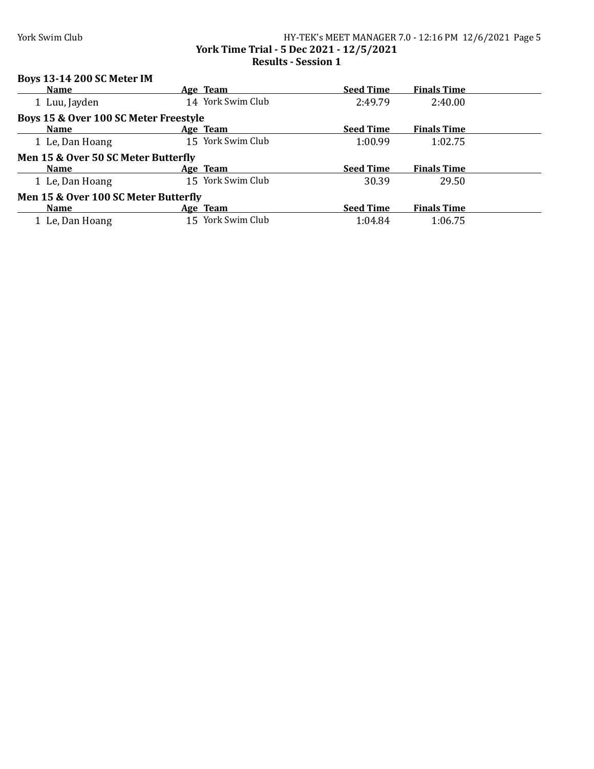York Time Trial - 5 Dec 2021 - 12/5/2021

Results - Session 1

### Boys 13-14 200 SC Meter IM

| | Name | Age | Team | Seed Time | Finals Time |
|---|---|---|---|---|---|
| 1 | Luu, Jayden | 14 | York Swim Club | 2:49.79 | 2:40.00 |

### Boys 15 & Over 100 SC Meter Freestyle

| | Name | Age | Team | Seed Time | Finals Time |
|---|---|---|---|---|---|
| 1 | Le, Dan Hoang | 15 | York Swim Club | 1:00.99 | 1:02.75 |

### Men 15 & Over 50 SC Meter Butterfly

| | Name | Age | Team | Seed Time | Finals Time |
|---|---|---|---|---|---|
| 1 | Le, Dan Hoang | 15 | York Swim Club | 30.39 | 29.50 |

### Men 15 & Over 100 SC Meter Butterfly

| | Name | Age | Team | Seed Time | Finals Time |
|---|---|---|---|---|---|
| 1 | Le, Dan Hoang | 15 | York Swim Club | 1:04.84 | 1:06.75 |